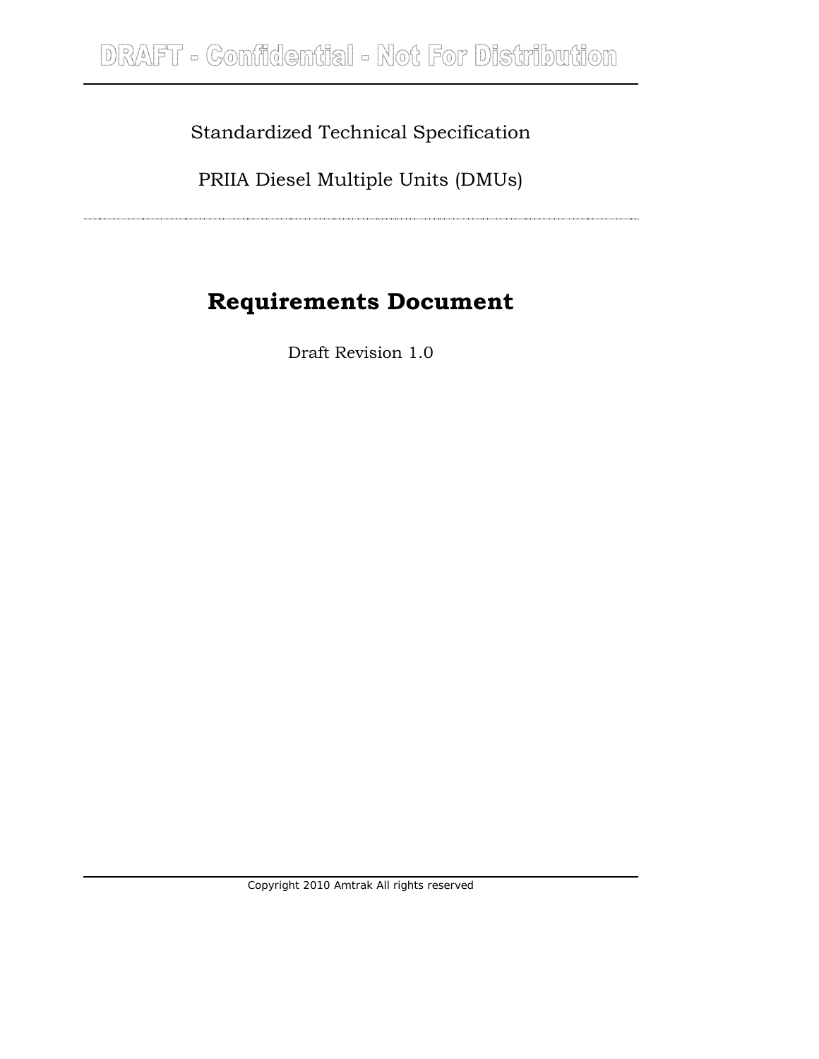DRAFT - Confidential - Not For Distribution

Standardized Technical Specification

PRIIA Diesel Multiple Units (DMUs)

# Requirements Document

Draft Revision 1.0

Copyright 2010 Amtrak All rights reserved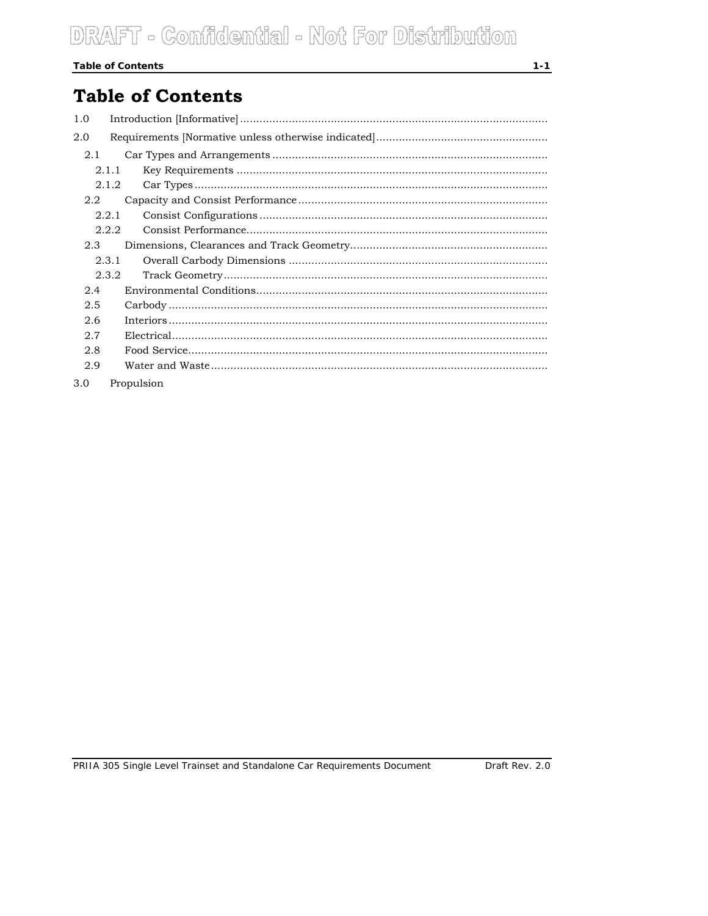# Table of Contents

1.0 Introduction [Informative]

2.0 Requirements [Normative unless otherwise indicated]

- 2.1 Car Types and Arrangements
  - 2.1.1 Key Requirements
  - 2.1.2 Car Types
- 2.2 Capacity and Consist Performance
  - 2.2.1 Consist Configurations
  - 2.2.2 Consist Performance
- 2.3 Dimensions, Clearances and Track Geometry
  - 2.3.1 Overall Carbody Dimensions
  - 2.3.2 Track Geometry
- 2.4 Environmental Conditions
- 2.5 Carbody
- 2.6 Interiors
- 2.7 Electrical
- 2.8 Food Service
- 2.9 Water and Waste

3.0 Propulsion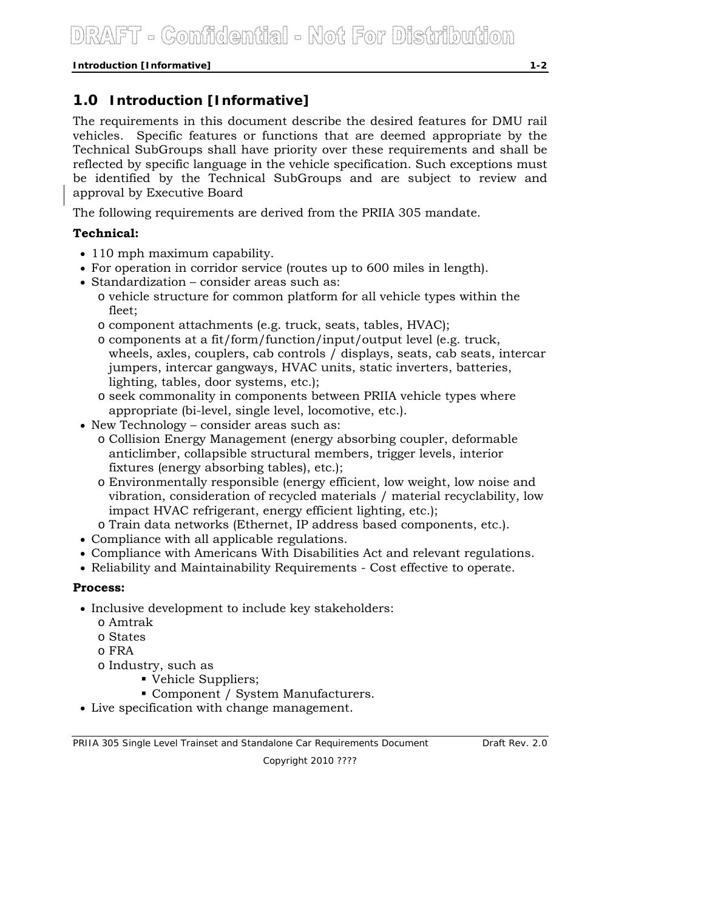# 1.0 Introduction [Informative]

The requirements in this document describe the desired features for DMU rail vehicles. Specific features or functions that are deemed appropriate by the Technical SubGroups shall have priority over these requirements and shall be reflected by specific language in the vehicle specification. Such exceptions must be identified by the Technical SubGroups and are subject to review and approval by Executive Board

The following requirements are derived from the PRIIA 305 mandate.

**Technical:**

- 110 mph maximum capability.
- For operation in corridor service (routes up to 600 miles in length).
- Standardization – consider areas such as:
  - vehicle structure for common platform for all vehicle types within the fleet;
  - component attachments (e.g. truck, seats, tables, HVAC);
  - components at a fit/form/function/input/output level (e.g. truck, wheels, axles, couplers, cab controls / displays, seats, cab seats, intercar jumpers, intercar gangways, HVAC units, static inverters, batteries, lighting, tables, door systems, etc.);
  - seek commonality in components between PRIIA vehicle types where appropriate (bi-level, single level, locomotive, etc.).
- New Technology – consider areas such as:
  - Collision Energy Management (energy absorbing coupler, deformable anticlimber, collapsible structural members, trigger levels, interior fixtures (energy absorbing tables), etc.);
  - Environmentally responsible (energy efficient, low weight, low noise and vibration, consideration of recycled materials / material recyclability, low impact HVAC refrigerant, energy efficient lighting, etc.);
  - Train data networks (Ethernet, IP address based components, etc.).
- Compliance with all applicable regulations.
- Compliance with Americans With Disabilities Act and relevant regulations.
- Reliability and Maintainability Requirements - Cost effective to operate.

**Process:**

- Inclusive development to include key stakeholders:
  - Amtrak
  - States
  - FRA
  - Industry, such as
    - Vehicle Suppliers;
    - Component / System Manufacturers.
- Live specification with change management.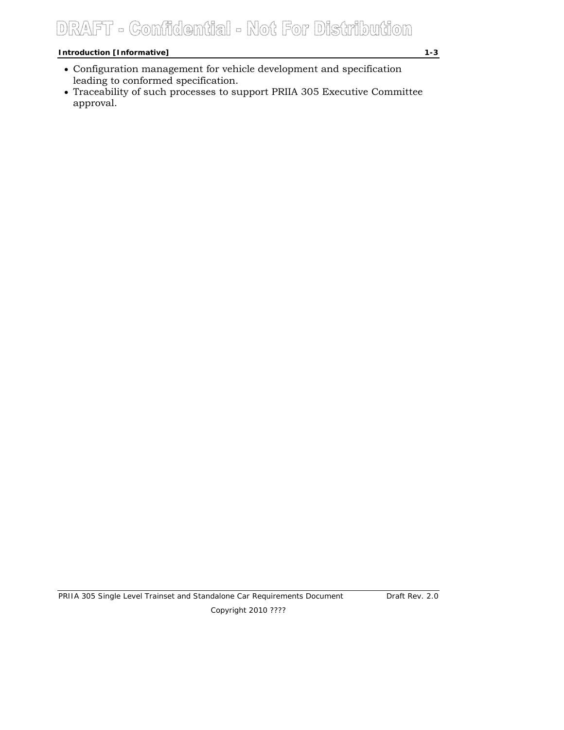- Configuration management for vehicle development and specification leading to conformed specification.
- Traceability of such processes to support PRIIA 305 Executive Committee approval.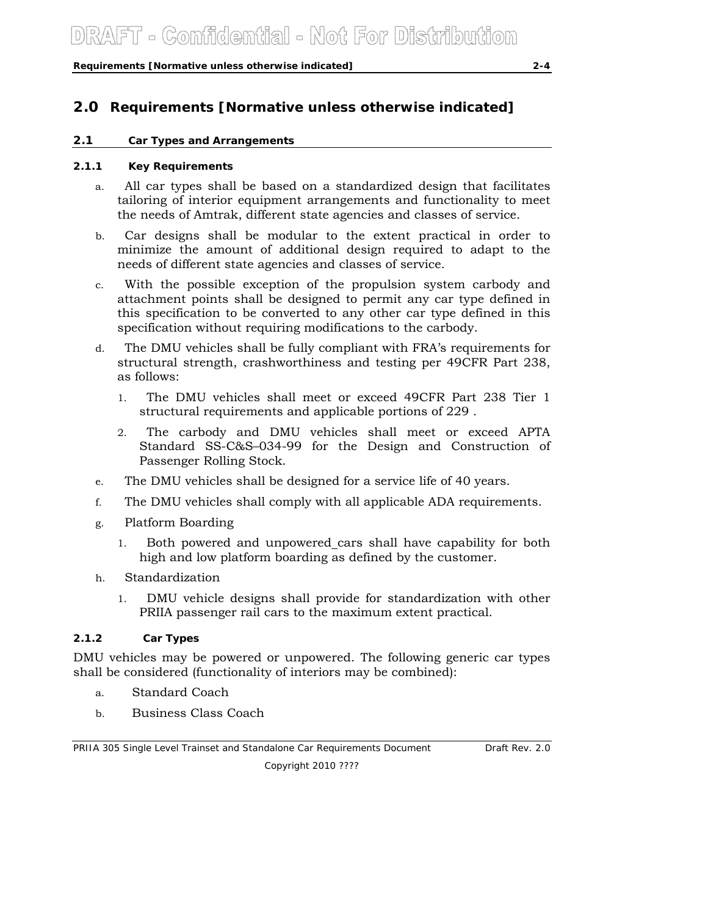## 2.0 Requirements [Normative unless otherwise indicated]

### 2.1 Car Types and Arrangements

#### 2.1.1 Key Requirements

a. All car types shall be based on a standardized design that facilitates tailoring of interior equipment arrangements and functionality to meet the needs of Amtrak, different state agencies and classes of service.

b. Car designs shall be modular to the extent practical in order to minimize the amount of additional design required to adapt to the needs of different state agencies and classes of service.

c. With the possible exception of the propulsion system carbody and attachment points shall be designed to permit any car type defined in this specification to be converted to any other car type defined in this specification without requiring modifications to the carbody.

d. The DMU vehicles shall be fully compliant with FRA's requirements for structural strength, crashworthiness and testing per 49CFR Part 238, as follows:

   1. The DMU vehicles shall meet or exceed 49CFR Part 238 Tier 1 structural requirements and applicable portions of 229 .

   2. The carbody and DMU vehicles shall meet or exceed APTA Standard SS-C&S–034-99 for the Design and Construction of Passenger Rolling Stock.

e. The DMU vehicles shall be designed for a service life of 40 years.

f. The DMU vehicles shall comply with all applicable ADA requirements.

g. Platform Boarding

   1. Both powered and unpowered cars shall have capability for both high and low platform boarding as defined by the customer.

h. Standardization

   1. DMU vehicle designs shall provide for standardization with other PRIIA passenger rail cars to the maximum extent practical.

#### 2.1.2 Car Types

DMU vehicles may be powered or unpowered. The following generic car types shall be considered (functionality of interiors may be combined):

a. Standard Coach

b. Business Class Coach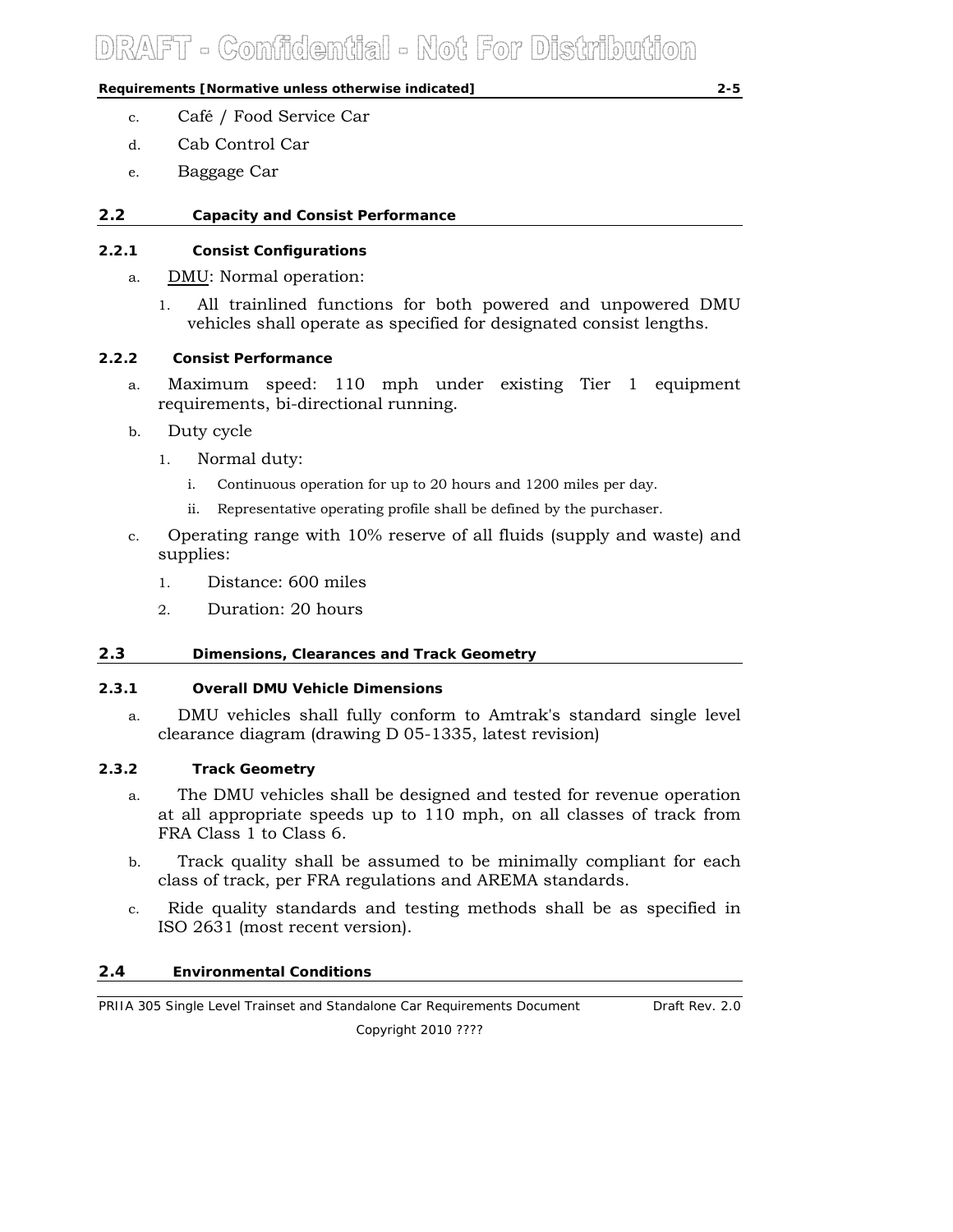c. Café / Food Service Car

d. Cab Control Car

e. Baggage Car

## 2.2 Capacity and Consist Performance

### 2.2.1 Consist Configurations

a. DMU: Normal operation:

1. All trainlined functions for both powered and unpowered DMU vehicles shall operate as specified for designated consist lengths.

### 2.2.2 Consist Performance

a. Maximum speed: 110 mph under existing Tier 1 equipment requirements, bi-directional running.

b. Duty cycle

1. Normal duty:

   i. Continuous operation for up to 20 hours and 1200 miles per day.

   ii. Representative operating profile shall be defined by the purchaser.

c. Operating range with 10% reserve of all fluids (supply and waste) and supplies:

1. Distance: 600 miles

2. Duration: 20 hours

## 2.3 Dimensions, Clearances and Track Geometry

### 2.3.1 Overall DMU Vehicle Dimensions

a. DMU vehicles shall fully conform to Amtrak's standard single level clearance diagram (drawing D 05-1335, latest revision)

### 2.3.2 Track Geometry

a. The DMU vehicles shall be designed and tested for revenue operation at all appropriate speeds up to 110 mph, on all classes of track from FRA Class 1 to Class 6.

b. Track quality shall be assumed to be minimally compliant for each class of track, per FRA regulations and AREMA standards.

c. Ride quality standards and testing methods shall be as specified in ISO 2631 (most recent version).

## 2.4 Environmental Conditions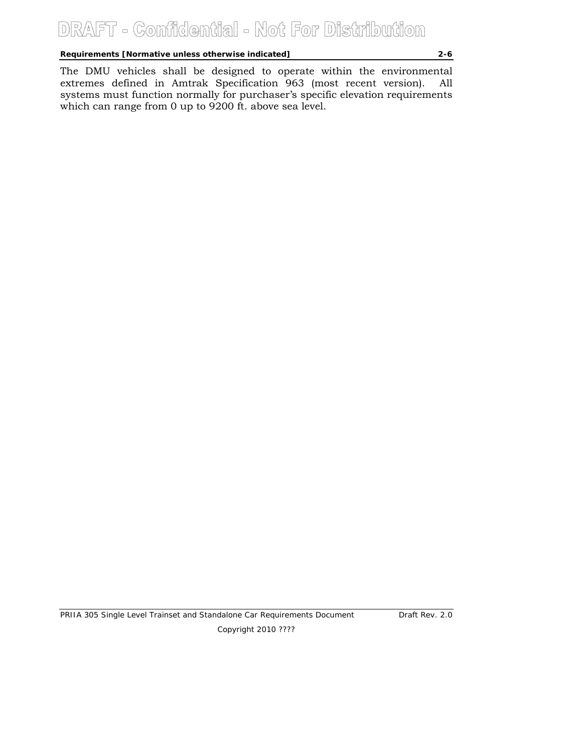The DMU vehicles shall be designed to operate within the environmental extremes defined in Amtrak Specification 963 (most recent version). All systems must function normally for purchaser's specific elevation requirements which can range from 0 up to 9200 ft. above sea level.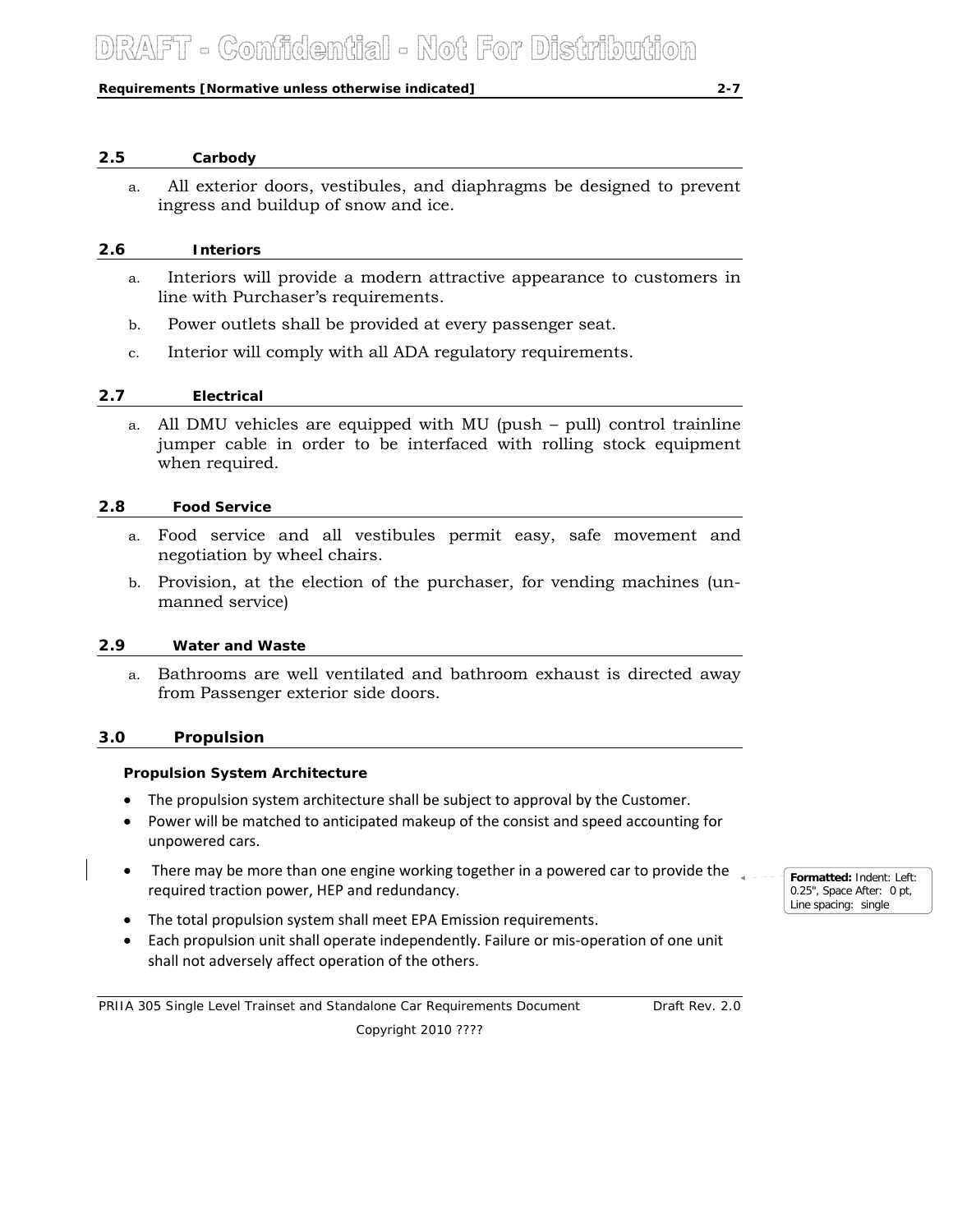## 2.5 Carbody

a. All exterior doors, vestibules, and diaphragms be designed to prevent ingress and buildup of snow and ice.

## 2.6 Interiors

a. Interiors will provide a modern attractive appearance to customers in line with Purchaser's requirements.

b. Power outlets shall be provided at every passenger seat.

c. Interior will comply with all ADA regulatory requirements.

## 2.7 Electrical

a. All DMU vehicles are equipped with MU (push – pull) control trainline jumper cable in order to be interfaced with rolling stock equipment when required.

## 2.8 Food Service

a. Food service and all vestibules permit easy, safe movement and negotiation by wheel chairs.

b. Provision, at the election of the purchaser, for vending machines (un-manned service)

## 2.9 Water and Waste

a. Bathrooms are well ventilated and bathroom exhaust is directed away from Passenger exterior side doors.

# 3.0 Propulsion

**Propulsion System Architecture**

- The propulsion system architecture shall be subject to approval by the Customer.
- Power will be matched to anticipated makeup of the consist and speed accounting for unpowered cars.
- There may be more than one engine working together in a powered car to provide the required traction power, HEP and redundancy.
- The total propulsion system shall meet EPA Emission requirements.
- Each propulsion unit shall operate independently. Failure or mis-operation of one unit shall not adversely affect operation of the others.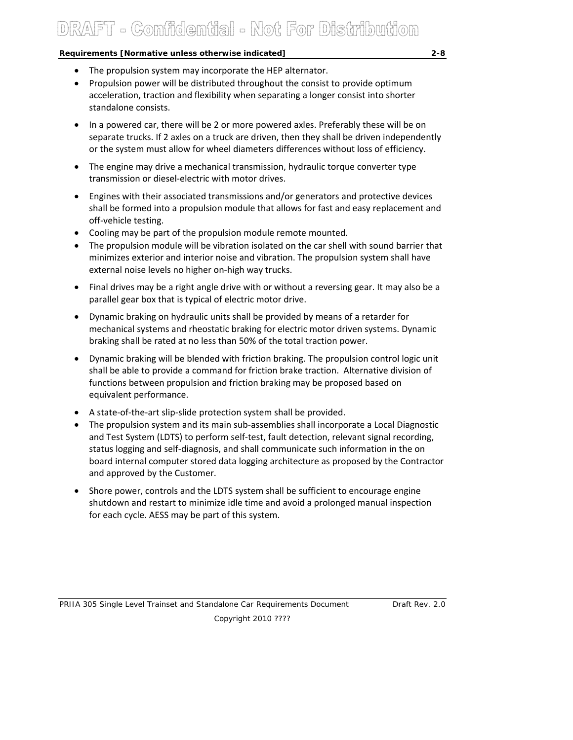- The propulsion system may incorporate the HEP alternator.
- Propulsion power will be distributed throughout the consist to provide optimum acceleration, traction and flexibility when separating a longer consist into shorter standalone consists.
- In a powered car, there will be 2 or more powered axles. Preferably these will be on separate trucks. If 2 axles on a truck are driven, then they shall be driven independently or the system must allow for wheel diameters differences without loss of efficiency.
- The engine may drive a mechanical transmission, hydraulic torque converter type transmission or diesel-electric with motor drives.
- Engines with their associated transmissions and/or generators and protective devices shall be formed into a propulsion module that allows for fast and easy replacement and off-vehicle testing.
- Cooling may be part of the propulsion module remote mounted.
- The propulsion module will be vibration isolated on the car shell with sound barrier that minimizes exterior and interior noise and vibration. The propulsion system shall have external noise levels no higher on-high way trucks.
- Final drives may be a right angle drive with or without a reversing gear. It may also be a parallel gear box that is typical of electric motor drive.
- Dynamic braking on hydraulic units shall be provided by means of a retarder for mechanical systems and rheostatic braking for electric motor driven systems. Dynamic braking shall be rated at no less than 50% of the total traction power.
- Dynamic braking will be blended with friction braking. The propulsion control logic unit shall be able to provide a command for friction brake traction. Alternative division of functions between propulsion and friction braking may be proposed based on equivalent performance.
- A state-of-the-art slip-slide protection system shall be provided.
- The propulsion system and its main sub-assemblies shall incorporate a Local Diagnostic and Test System (LDTS) to perform self-test, fault detection, relevant signal recording, status logging and self-diagnosis, and shall communicate such information in the on board internal computer stored data logging architecture as proposed by the Contractor and approved by the Customer.
- Shore power, controls and the LDTS system shall be sufficient to encourage engine shutdown and restart to minimize idle time and avoid a prolonged manual inspection for each cycle. AESS may be part of this system.